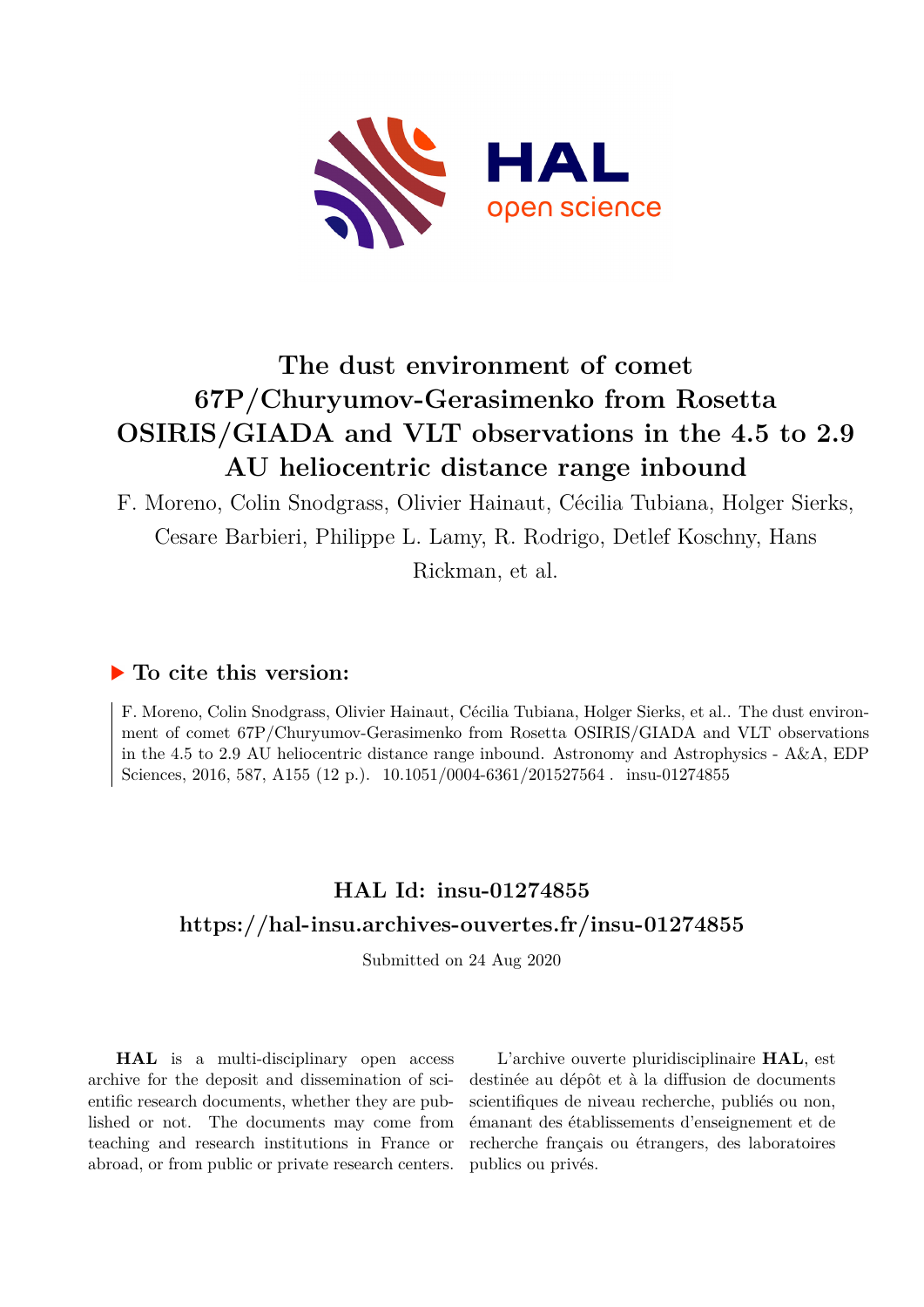# The dust environment of comet 67P/Churyumov-Gerasimenko from Rosetta OSIRIS/GIADA and VLT observations in the 4.5 to 2.9 AU heliocentric distance range inbound

F. Moreno, Colin Snodgrass, Olivier Hainaut, Cécilia Tubiana, Holger Sierks, Cesare Barbieri, Philippe L. Lamy, R. Rodrigo, Detlef Koschny, Hans Rickman, et al.

## ▶ To cite this version:

F. Moreno, Colin Snodgrass, Olivier Hainaut, Cécilia Tubiana, Holger Sierks, et al.. The dust environment of comet 67P/Churyumov-Gerasimenko from Rosetta OSIRIS/GIADA and VLT observations in the 4.5 to 2.9 AU heliocentric distance range inbound. Astronomy and Astrophysics - A&A, EDP Sciences, 2016, 587, A155 (12 p.). 10.1051/0004-6361/201527564 . insu-01274855

## HAL Id: insu-01274855

## https://hal-insu.archives-ouvertes.fr/insu-01274855

Submitted on 24 Aug 2020

**HAL** is a multi-disciplinary open access archive for the deposit and dissemination of scientific research documents, whether they are published or not. The documents may come from teaching and research institutions in France or abroad, or from public or private research centers.

L'archive ouverte pluridisciplinaire **HAL**, est destinée au dépôt et à la diffusion de documents scientifiques de niveau recherche, publiés ou non, émanant des établissements d'enseignement et de recherche français ou étrangers, des laboratoires publics ou privés.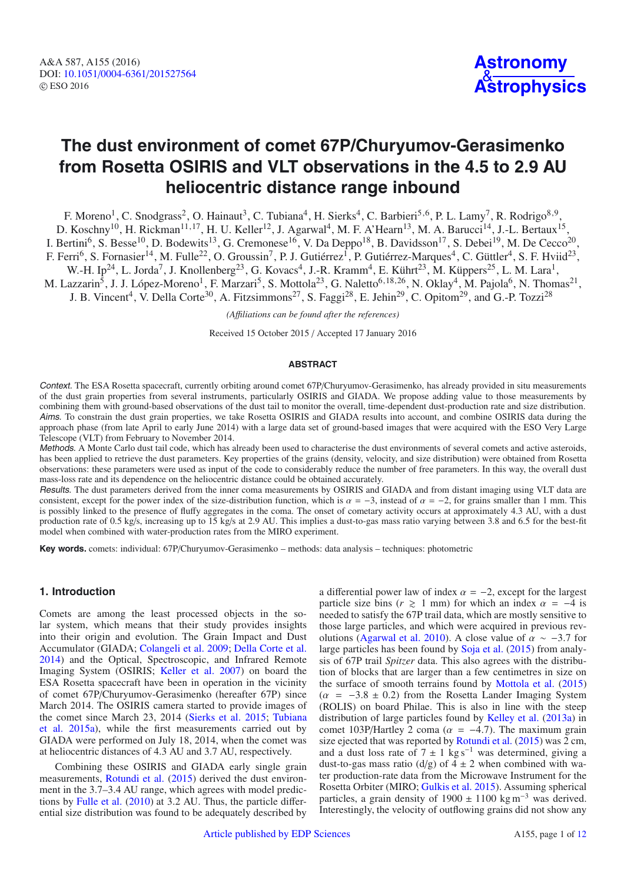# The dust environment of comet 67P/Churyumov-Gerasimenko from Rosetta OSIRIS and VLT observations in the 4.5 to 2.9 AU heliocentric distance range inbound

F. Moreno[1], C. Snodgrass[2], O. Hainaut[3], C. Tubiana[4], H. Sierks[4], C. Barbieri[5,6], P. L. Lamy[7], R. Rodrigo[8,9], D. Koschny[10], H. Rickman[11,17], H. U. Keller[12], J. Agarwal[4], M. F. A'Hearn[13], M. A. Barucci[14], J.-L. Bertaux[15], I. Bertini[6], S. Besse[10], D. Bodewits[13], G. Cremonese[16], V. Da Deppo[18], B. Davidsson[17], S. Debei[19], M. De Cecco[20], F. Ferri[6], S. Fornasier[14], M. Fulle[22], O. Groussin[7], P. J. Gutiérrez[1], P. Gutiérrez-Marques[4], C. Güttler[4], S. F. Hviid[23], W.-H. Ip[24], L. Jorda[7], J. Knollenberg[23], G. Kovacs[4], J.-R. Kramm[4], E. Kührt[23], M. Küppers[25], L. M. Lara[1], M. Lazzarin[5], J. J. López-Moreno[1], F. Marzari[5], S. Mottola[23], G. Naletto[6,18,26], N. Oklay[4], M. Pajola[6], N. Thomas[21], J. B. Vincent[4], V. Della Corte[30], A. Fitzsimmons[27], S. Faggi[28], E. Jehin[29], C. Opitom[29], and G.-P. Tozzi[28]

*(Affiliations can be found after the references)*

Received 15 October 2015 / Accepted 17 January 2016

## ABSTRACT

*Context.* The ESA Rosetta spacecraft, currently orbiting around comet 67P/Churyumov-Gerasimenko, has already provided in situ measurements of the dust grain properties from several instruments, particularly OSIRIS and GIADA. We propose adding value to those measurements by combining them with ground-based observations of the dust tail to monitor the overall, time-dependent dust-production rate and size distribution.

*Aims.* To constrain the dust grain properties, we take Rosetta OSIRIS and GIADA results into account, and combine OSIRIS data during the approach phase (from late April to early June 2014) with a large data set of ground-based images that were acquired with the ESO Very Large Telescope (VLT) from February to November 2014.

*Methods.* A Monte Carlo dust tail code, which has already been used to characterise the dust environments of several comets and active asteroids, has been applied to retrieve the dust parameters. Key properties of the grains (density, velocity, and size distribution) were obtained from Rosetta observations: these parameters were used as input of the code to considerably reduce the number of free parameters. In this way, the overall dust mass-loss rate and its dependence on the heliocentric distance could be obtained accurately.

*Results.* The dust parameters derived from the inner coma measurements by OSIRIS and GIADA and from distant imaging using VLT data are consistent, except for the power index of the size-distribution function, which is $\alpha = -3$, instead of $\alpha = -2$, for grains smaller than 1 mm. This is possibly linked to the presence of fluffy aggregates in the coma. The onset of cometary activity occurs at approximately 4.3 AU, with a dust production rate of 0.5 kg/s, increasing up to 15 kg/s at 2.9 AU. This implies a dust-to-gas mass ratio varying between 3.8 and 6.5 for the best-fit model when combined with water-production rates from the MIRO experiment.

**Key words.** comets: individual: 67P/Churyumov-Gerasimenko – methods: data analysis – techniques: photometric

## 1. Introduction

Comets are among the least processed objects in the solar system, which means that their study provides insights into their origin and evolution. The Grain Impact and Dust Accumulator (GIADA; Colangeli et al. 2009; Della Corte et al. 2014) and the Optical, Spectroscopic, and Infrared Remote Imaging System (OSIRIS; Keller et al. 2007) on board the ESA Rosetta spacecraft have been in operation in the vicinity of comet 67P/Churyumov-Gerasimenko (hereafter 67P) since March 2014. The OSIRIS camera started to provide images of the comet since March 23, 2014 (Sierks et al. 2015; Tubiana et al. 2015a), while the first measurements carried out by GIADA were performed on July 18, 2014, when the comet was at heliocentric distances of 4.3 AU and 3.7 AU, respectively.

Combining these OSIRIS and GIADA early single grain measurements, Rotundi et al. (2015) derived the dust environment in the 3.7–3.4 AU range, which agrees with model predictions by Fulle et al. (2010) at 3.2 AU. Thus, the particle differential size distribution was found to be adequately described by a differential power law of index $\alpha = -2$, except for the largest particle size bins ($r \gtrsim 1$ mm) for which an index $\alpha = -4$ is needed to satisfy the 67P trail data, which are mostly sensitive to those large particles, and which were acquired in previous revolutions (Agarwal et al. 2010). A close value of $\alpha \sim -3.7$ for large particles has been found by Soja et al. (2015) from analysis of 67P trail *Spitzer* data. This also agrees with the distribution of blocks that are larger than a few centimetres in size on the surface of smooth terrains found by Mottola et al. (2015) ($\alpha = -3.8 \pm 0.2$) from the Rosetta Lander Imaging System (ROLIS) on board Philae. This is also in line with the steep distribution of large particles found by Kelley et al. (2013a) in comet 103P/Hartley 2 coma ($\alpha = -4.7$). The maximum grain size ejected that was reported by Rotundi et al. (2015) was 2 cm, and a dust loss rate of $7 \pm 1$ kg s$^{-1}$ was determined, giving a dust-to-gas mass ratio (d/g) of $4 \pm 2$ when combined with water production-rate data from the Microwave Instrument for the Rosetta Orbiter (MIRO; Gulkis et al. 2015). Assuming spherical particles, a grain density of $1900 \pm 1100$ kg m$^{-3}$ was derived. Interestingly, the velocity of outflowing grains did not show any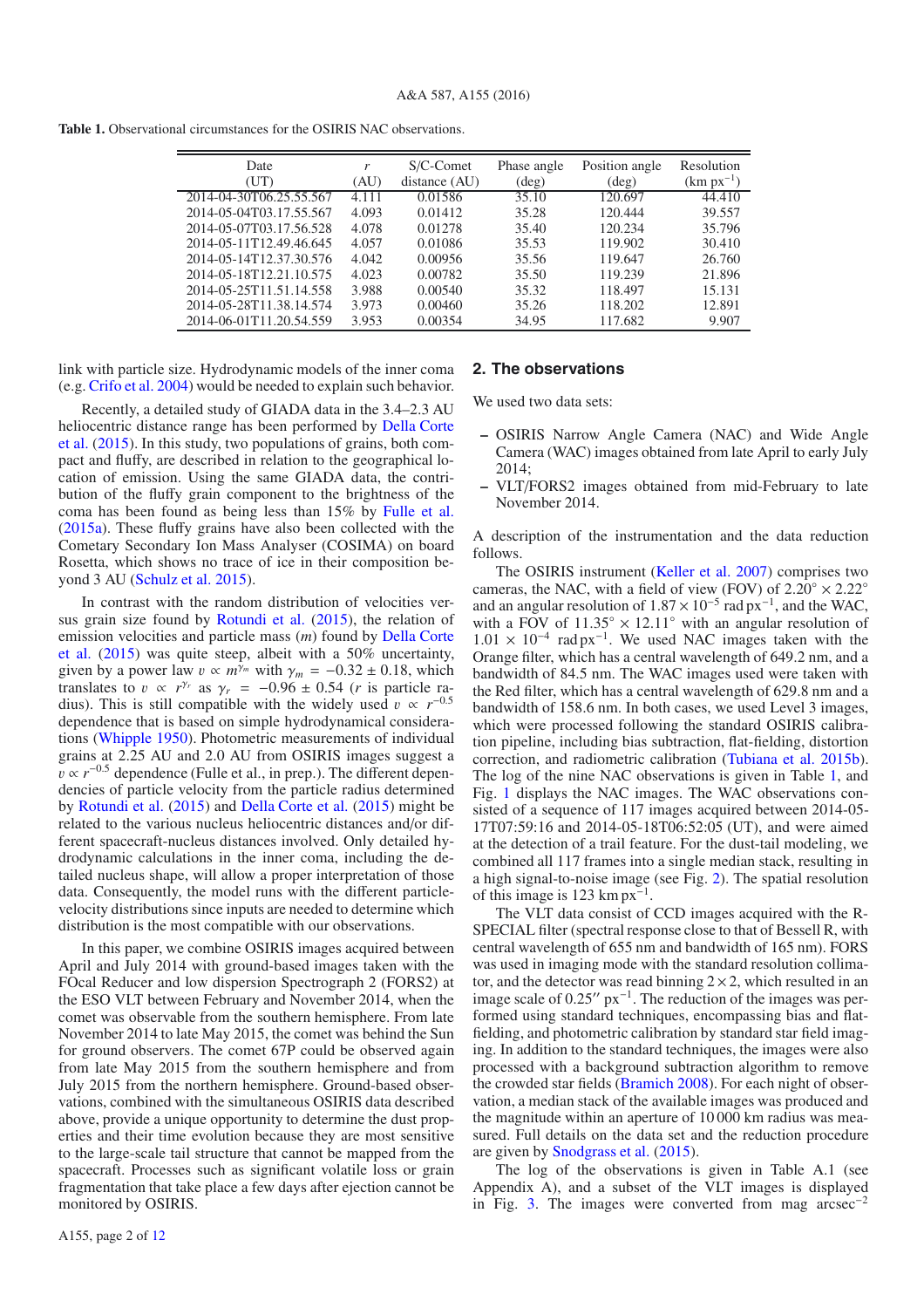**Table 1.** Observational circumstances for the OSIRIS NAC observations.

| Date (UT) | $r$ (AU) | S/C-Comet distance (AU) | Phase angle (deg) | Position angle (deg) | Resolution (km px$^{-1}$) |
|---|---|---|---|---|---|
| 2014-04-30T06.25.55.567 | 4.111 | 0.01586 | 35.10 | 120.697 | 44.410 |
| 2014-05-04T03.17.55.567 | 4.093 | 0.01412 | 35.28 | 120.444 | 39.557 |
| 2014-05-07T03.17.56.528 | 4.078 | 0.01278 | 35.40 | 120.234 | 35.796 |
| 2014-05-11T12.49.46.645 | 4.057 | 0.01086 | 35.53 | 119.902 | 30.410 |
| 2014-05-14T12.37.30.576 | 4.042 | 0.00956 | 35.56 | 119.647 | 26.760 |
| 2014-05-18T12.21.10.575 | 4.023 | 0.00782 | 35.50 | 119.239 | 21.896 |
| 2014-05-25T11.51.14.558 | 3.988 | 0.00540 | 35.32 | 118.497 | 15.131 |
| 2014-05-28T11.38.14.574 | 3.973 | 0.00460 | 35.26 | 118.202 | 12.891 |
| 2014-06-01T11.20.54.559 | 3.953 | 0.00354 | 34.95 | 117.682 | 9.907 |

link with particle size. Hydrodynamic models of the inner coma (e.g. Crifo et al. 2004) would be needed to explain such behavior.

Recently, a detailed study of GIADA data in the 3.4–2.3 AU heliocentric distance range has been performed by Della Corte et al. (2015). In this study, two populations of grains, both compact and fluffy, are described in relation to the geographical location of emission. Using the same GIADA data, the contribution of the fluffy grain component to the brightness of the coma has been found as being less than 15% by Fulle et al. (2015a). These fluffy grains have also been collected with the Cometary Secondary Ion Mass Analyser (COSIMA) on board Rosetta, which shows no trace of ice in their composition beyond 3 AU (Schulz et al. 2015).

In contrast with the random distribution of velocities versus grain size found by Rotundi et al. (2015), the relation of emission velocities and particle mass ($m$) found by Della Corte et al. (2015) was quite steep, albeit with a 50% uncertainty, given by a power law $v \propto m^{\gamma_m}$ with $\gamma_m = -0.32 \pm 0.18$, which translates to $v \propto r^{\gamma_r}$ as $\gamma_r = -0.96 \pm 0.54$ ($r$ is particle radius). This is still compatible with the widely used $v \propto r^{-0.5}$ dependence that is based on simple hydrodynamical considerations (Whipple 1950). Photometric measurements of individual grains at 2.25 AU and 2.0 AU from OSIRIS images suggest a $v \propto r^{-0.5}$ dependence (Fulle et al., in prep.). The different dependencies of particle velocity from the particle radius determined by Rotundi et al. (2015) and Della Corte et al. (2015) might be related to the various nucleus heliocentric distances and/or different spacecraft-nucleus distances involved. Only detailed hydrodynamic calculations in the inner coma, including the detailed nucleus shape, will allow a proper interpretation of those data. Consequently, the model runs with the different particle-velocity distributions since inputs are needed to determine which distribution is the most compatible with our observations.

In this paper, we combine OSIRIS images acquired between April and July 2014 with ground-based images taken with the FOcal Reducer and low dispersion Spectrograph 2 (FORS2) at the ESO VLT between February and November 2014, when the comet was observable from the southern hemisphere. From late November 2014 to late May 2015, the comet was behind the Sun for ground observers. The comet 67P could be observed again from late May 2015 from the southern hemisphere and from July 2015 from the northern hemisphere. Ground-based observations, combined with the simultaneous OSIRIS data described above, provide a unique opportunity to determine the dust properties and their time evolution because they are most sensitive to the large-scale tail structure that cannot be mapped from the spacecraft. Processes such as significant volatile loss or grain fragmentation that take place a few days after ejection cannot be monitored by OSIRIS.

## 2. The observations

We used two data sets:

- OSIRIS Narrow Angle Camera (NAC) and Wide Angle Camera (WAC) images obtained from late April to early July 2014;
- VLT/FORS2 images obtained from mid-February to late November 2014.

A description of the instrumentation and the data reduction follows.

The OSIRIS instrument (Keller et al. 2007) comprises two cameras, the NAC, with a field of view (FOV) of $2.20° \times 2.22°$ and an angular resolution of $1.87 \times 10^{-5}$ rad px$^{-1}$, and the WAC, with a FOV of $11.35° \times 12.11°$ with an angular resolution of $1.01 \times 10^{-4}$ rad px$^{-1}$. We used NAC images taken with the Orange filter, which has a central wavelength of 649.2 nm, and a bandwidth of 84.5 nm. The WAC images used were taken with the Red filter, which has a central wavelength of 629.8 nm and a bandwidth of 158.6 nm. In both cases, we used Level 3 images, which were processed following the standard OSIRIS calibration pipeline, including bias subtraction, flat-fielding, distortion correction, and radiometric calibration (Tubiana et al. 2015b). The log of the nine NAC observations is given in Table 1, and Fig. 1 displays the NAC images. The WAC observations consist of a sequence of 117 images acquired between 2014-05-17T07:59:16 and 2014-05-18T06:52:05 (UT), and were aimed at the detection of a trail feature. For the dust-tail modeling, we combined all 117 frames into a single median stack, resulting in a high signal-to-noise image (see Fig. 2). The spatial resolution of this image is 123 km px$^{-1}$.

The VLT data consist of CCD images acquired with the R-SPECIAL filter (spectral response close to that of Bessell R, with central wavelength of 655 nm and bandwidth of 165 nm). FORS was used in imaging mode with the standard resolution collimator, and the detector was read binning $2 \times 2$, which resulted in an image scale of $0.25''$ px$^{-1}$. The reduction of the images was performed using standard techniques, encompassing bias and flat-fielding, and photometric calibration by standard star field imaging. In addition to the standard techniques, the images were also processed with a background subtraction algorithm to remove the crowded star fields (Bramich 2008). For each night of observation, a median stack of the available images was produced and the magnitude within an aperture of 10 000 km radius was measured. Full details on the data set and the reduction procedure are given by Snodgrass et al. (2015).

The log of the observations is given in Table A.1 (see Appendix A), and a subset of the VLT images is displayed in Fig. 3. The images were converted from mag arcsec$^{-2}$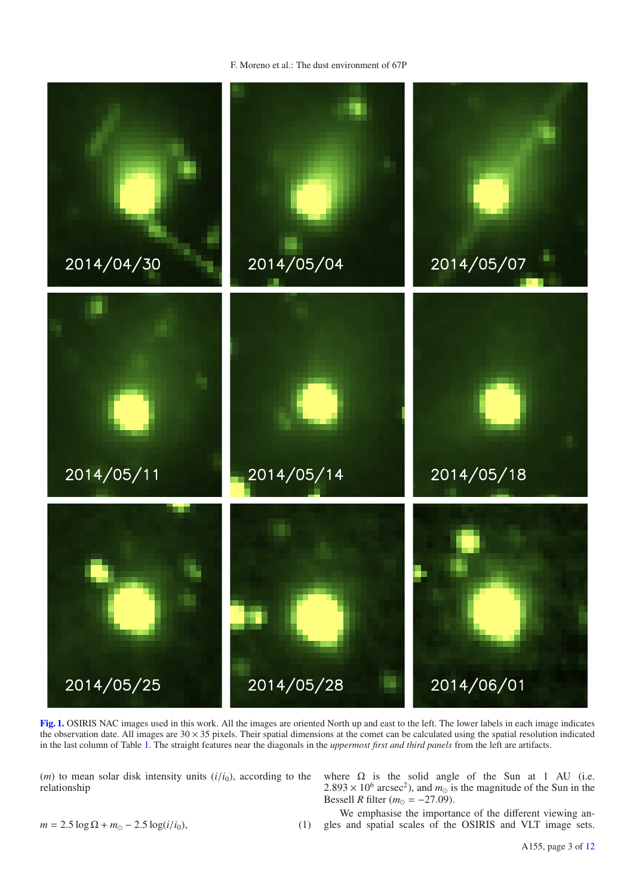**Fig. 1.** OSIRIS NAC images used in this work. All the images are oriented North up and east to the left. The lower labels in each image indicates the observation date. All images are 30 × 35 pixels. Their spatial dimensions at the comet can be calculated using the spatial resolution indicated in the last column of Table 1. The straight features near the diagonals in the *uppermost first and third panels* from the left are artifacts.

($m$) to mean solar disk intensity units ($i/i_0$), according to the relationship

$$m = 2.5 \log \Omega + m_{\odot} - 2.5 \log(i/i_0), \quad (1)$$

where $\Omega$ is the solid angle of the Sun at 1 AU (i.e. $2.893 \times 10^6$ arcsec$^2$), and $m_{\odot}$ is the magnitude of the Sun in the Bessell $R$ filter ($m_{\odot} = -27.09$).

We emphasise the importance of the different viewing angles and spatial scales of the OSIRIS and VLT image sets.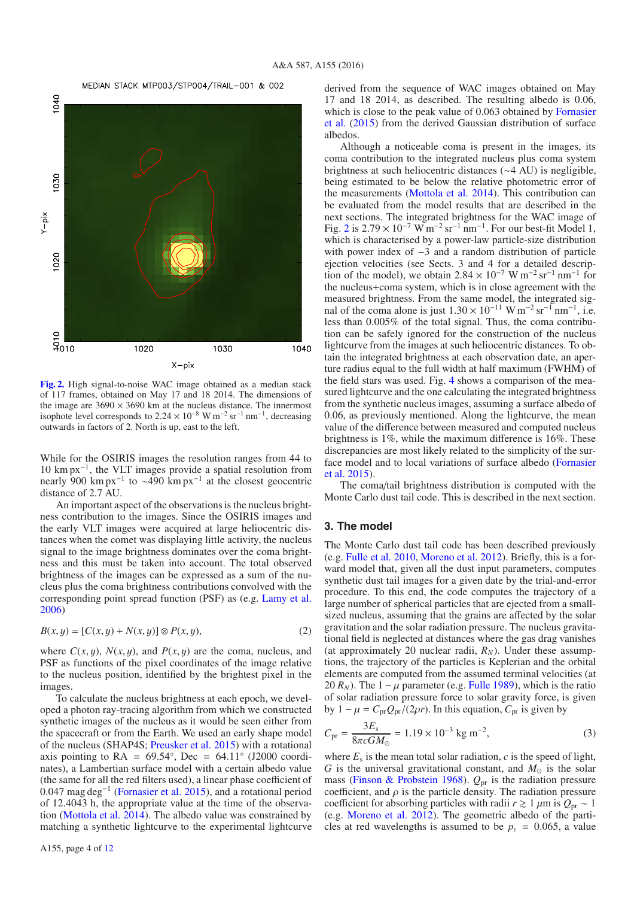**Fig. 2.** High signal-to-noise WAC image obtained as a median stack of 117 frames, obtained on May 17 and 18 2014. The dimensions of the image are 3690 × 3690 km at the nucleus distance. The innermost isophote level corresponds to $2.24 \times 10^{-8}$ W m$^{-2}$ sr$^{-1}$ nm$^{-1}$, decreasing outwards in factors of 2. North is up, east to the left.

While for the OSIRIS images the resolution ranges from 44 to 10 km px$^{-1}$, the VLT images provide a spatial resolution from nearly 900 km px$^{-1}$ to ∼490 km px$^{-1}$ at the closest geocentric distance of 2.7 AU.

An important aspect of the observations is the nucleus brightness contribution to the images. Since the OSIRIS images and the early VLT images were acquired at large heliocentric distances when the comet was displaying little activity, the nucleus signal to the image brightness dominates over the coma brightness and this must be taken into account. The total observed brightness of the images can be expressed as a sum of the nucleus plus the coma brightness contributions convolved with the corresponding point spread function (PSF) as (e.g. Lamy et al. 2006)

$$B(x, y) = [C(x, y) + N(x, y)] \otimes P(x, y), \tag{2}$$

where $C(x, y)$, $N(x, y)$, and $P(x, y)$ are the coma, nucleus, and PSF as functions of the pixel coordinates of the image relative to the nucleus position, identified by the brightest pixel in the images.

To calculate the nucleus brightness at each epoch, we developed a photon ray-tracing algorithm from which we constructed synthetic images of the nucleus as it would be seen either from the spacecraft or from the Earth. We used an early shape model of the nucleus (SHAP4S; Preusker et al. 2015) with a rotational axis pointing to RA = 69.54°, Dec = 64.11° (J2000 coordinates), a Lambertian surface model with a certain albedo value (the same for all the red filters used), a linear phase coefficient of 0.047 mag deg$^{-1}$ (Fornasier et al. 2015), and a rotational period of 12.4043 h, the appropriate value at the time of the observation (Mottola et al. 2014). The albedo value was constrained by matching a synthetic lightcurve to the experimental lightcurve derived from the sequence of WAC images obtained on May 17 and 18 2014, as described. The resulting albedo is 0.06, which is close to the peak value of 0.063 obtained by Fornasier et al. (2015) from the derived Gaussian distribution of surface albedos.

Although a noticeable coma is present in the images, its coma contribution to the integrated nucleus plus coma system brightness at such heliocentric distances (∼4 AU) is negligible, being estimated to be below the relative photometric error of the measurements (Mottola et al. 2014). This contribution can be evaluated from the model results that are described in the next sections. The integrated brightness for the WAC image of Fig. 2 is $2.79 \times 10^{-7}$ W m$^{-2}$ sr$^{-1}$ nm$^{-1}$. For our best-fit Model 1, which is characterised by a power-law particle-size distribution with power index of −3 and a random distribution of particle ejection velocities (see Sects. 3 and 4 for a detailed description of the model), we obtain $2.84 \times 10^{-7}$ W m$^{-2}$ sr$^{-1}$ nm$^{-1}$ for the nucleus+coma system, which is in close agreement with the measured brightness. From the same model, the integrated signal of the coma alone is just $1.30 \times 10^{-11}$ W m$^{-2}$ sr$^{-1}$ nm$^{-1}$, i.e. less than 0.005% of the total signal. Thus, the coma contribution can be safely ignored for the construction of the nucleus lightcurve from the images at such heliocentric distances. To obtain the integrated brightness at each observation date, an aperture radius equal to the full width at half maximum (FWHM) of the field stars was used. Fig. 4 shows a comparison of the measured lightcurve and the one calculating the integrated brightness from the synthetic nucleus images, assuming a surface albedo of 0.06, as previously mentioned. Along the lightcurve, the mean value of the difference between measured and computed nucleus brightness is 1%, while the maximum difference is 16%. These discrepancies are most likely related to the simplicity of the surface model and to local variations of surface albedo (Fornasier et al. 2015).

The coma/tail brightness distribution is computed with the Monte Carlo dust tail code. This is described in the next section.

## 3. The model

The Monte Carlo dust tail code has been described previously (e.g. Fulle et al. 2010, Moreno et al. 2012). Briefly, this is a forward model that, given all the dust input parameters, computes synthetic dust tail images for a given date by the trial-and-error procedure. To this end, the code computes the trajectory of a large number of spherical particles that are ejected from a small-sized nucleus, assuming that the grains are affected by the solar gravitation and the solar radiation pressure. The nucleus gravitational field is neglected at distances where the gas drag vanishes (at approximately 20 nuclear radii, $R_N$). Under these assumptions, the trajectory of the particles is Keplerian and the orbital elements are computed from the assumed terminal velocities (at 20 $R_N$). The $1 - \mu$ parameter (e.g. Fulle 1989), which is the ratio of solar radiation pressure force to solar gravity force, is given by $1 - \mu = C_{pr}Q_{pr}/(2\rho r)$. In this equation, $C_{pr}$ is given by

$$C_{pr} = \frac{3E_s}{8\pi c G M_\odot} = 1.19 \times 10^{-3} \text{ kg m}^{-2}, \tag{3}$$

where $E_s$ is the mean total solar radiation, $c$ is the speed of light, $G$ is the universal gravitational constant, and $M_\odot$ is the solar mass (Finson & Probstein 1968). $Q_{pr}$ is the radiation pressure coefficient, and $\rho$ is the particle density. The radiation pressure coefficient for absorbing particles with radii $r \gtrsim 1$ μm is $Q_{pr} \sim 1$ (e.g. Moreno et al. 2012). The geometric albedo of the particles at red wavelengths is assumed to be $p_v = 0.065$, a value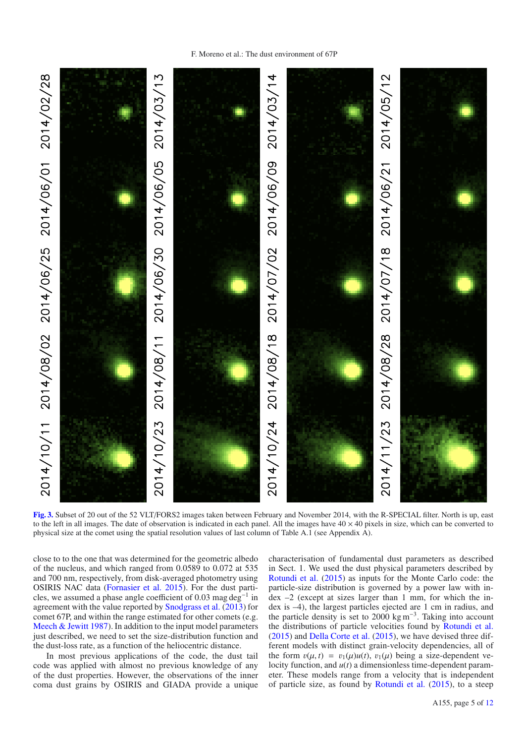**Fig. 3.** Subset of 20 out of the 52 VLT/FORS2 images taken between February and November 2014, with the R-SPECIAL filter. North is up, east to the left in all images. The date of observation is indicated in each panel. All the images have $40 \times 40$ pixels in size, which can be converted to physical size at the comet using the spatial resolution values of last column of Table A.1 (see Appendix A).

close to to the one that was determined for the geometric albedo of the nucleus, and which ranged from 0.0589 to 0.072 at 535 and 700 nm, respectively, from disk-averaged photometry using OSIRIS NAC data (Fornasier et al. 2015). For the dust particles, we assumed a phase angle coefficient of 0.03 mag deg$^{-1}$ in agreement with the value reported by Snodgrass et al. (2013) for comet 67P, and within the range estimated for other comets (e.g. Meech & Jewitt 1987). In addition to the input model parameters just described, we need to set the size-distribution function and the dust-loss rate, as a function of the heliocentric distance.

In most previous applications of the code, the dust tail code was applied with almost no previous knowledge of any of the dust properties. However, the observations of the inner coma dust grains by OSIRIS and GIADA provide a unique characterisation of fundamental dust parameters as described in Sect. 1. We used the dust physical parameters described by Rotundi et al. (2015) as inputs for the Monte Carlo code: the particle-size distribution is governed by a power law with index –2 (except at sizes larger than 1 mm, for which the index is –4), the largest particles ejected are 1 cm in radius, and the particle density is set to 2000 kg m$^{-3}$. Taking into account the distributions of particle velocities found by Rotundi et al. (2015) and Della Corte et al. (2015), we have devised three different models with distinct grain-velocity dependencies, all of the form $v(\mu, t) = v_1(\mu)u(t)$, $v_1(\mu)$ being a size-dependent velocity function, and $u(t)$ a dimensionless time-dependent parameter. These models range from a velocity that is independent of particle size, as found by Rotundi et al. (2015), to a steep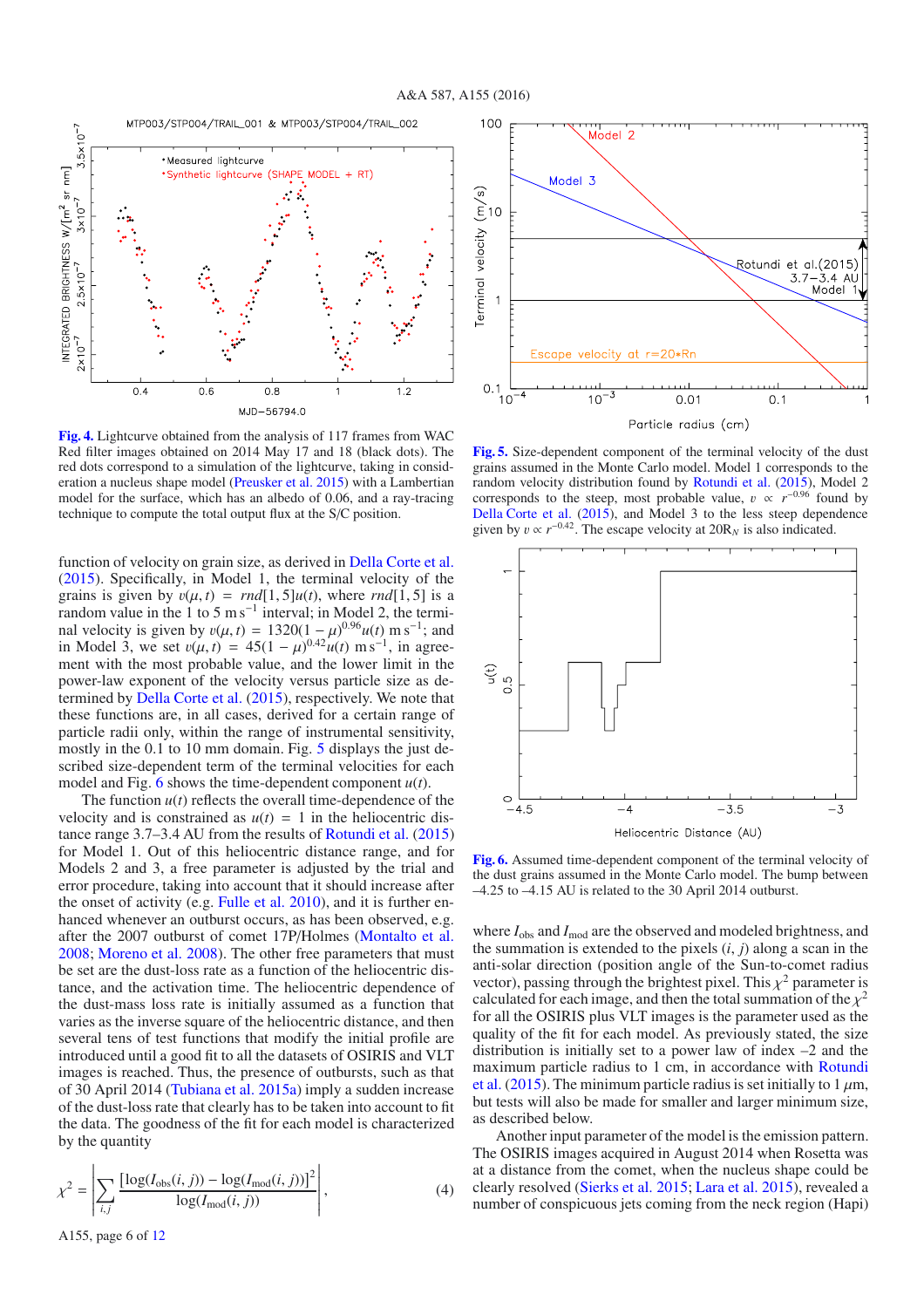**Fig. 4.** Lightcurve obtained from the analysis of 117 frames from WAC Red filter images obtained on 2014 May 17 and 18 (black dots). The red dots correspond to a simulation of the lightcurve, taking in consideration a nucleus shape model (Preusker et al. 2015) with a Lambertian model for the surface, which has an albedo of 0.06, and a ray-tracing technique to compute the total output flux at the S/C position.

**Fig. 5.** Size-dependent component of the terminal velocity of the dust grains assumed in the Monte Carlo model. Model 1 corresponds to the random velocity distribution found by Rotundi et al. (2015), Model 2 corresponds to the steep, most probable value, $v \propto r^{-0.96}$ found by Della Corte et al. (2015), and Model 3 to the less steep dependence given by $v \propto r^{-0.42}$. The escape velocity at $20R_N$ is also indicated.

function of velocity on grain size, as derived in Della Corte et al. (2015). Specifically, in Model 1, the terminal velocity of the grains is given by $v(\mu, t) = rnd[1, 5]u(t)$, where $rnd[1, 5]$ is a random value in the 1 to 5 m s$^{-1}$ interval; in Model 2, the terminal velocity is given by $v(\mu, t) = 1320(1-\mu)^{0.96}u(t)$ m s$^{-1}$; and in Model 3, we set $v(\mu, t) = 45(1-\mu)^{0.42}u(t)$ m s$^{-1}$, in agreement with the most probable value, and the lower limit in the power-law exponent of the velocity versus particle size as determined by Della Corte et al. (2015), respectively. We note that these functions are, in all cases, derived for a certain range of particle radii only, within the range of instrumental sensitivity, mostly in the 0.1 to 10 mm domain. Fig. 5 displays the just described size-dependent term of the terminal velocities for each model and Fig. 6 shows the time-dependent component $u(t)$.

The function $u(t)$ reflects the overall time-dependence of the velocity and is constrained as $u(t) = 1$ in the heliocentric distance range 3.7–3.4 AU from the results of Rotundi et al. (2015) for Model 1. Out of this heliocentric distance range, and for Models 2 and 3, a free parameter is adjusted by the trial and error procedure, taking into account that it should increase after the onset of activity (e.g. Fulle et al. 2010), and it is further enhanced whenever an outburst occurs, as has been observed, e.g. after the 2007 outburst of comet 17P/Holmes (Montalto et al. 2008; Moreno et al. 2008). The other free parameters that must be set are the dust-loss rate as a function of the heliocentric distance, and the activation time. The heliocentric dependence of the dust-mass loss rate is initially assumed as a function that varies as the inverse square of the heliocentric distance, and then several tens of test functions that modify the initial profile are introduced until a good fit to all the datasets of OSIRIS and VLT images is reached. Thus, the presence of outbursts, such as that of 30 April 2014 (Tubiana et al. 2015a) imply a sudden increase of the dust-loss rate that clearly has to be taken into account to fit the data. The goodness of the fit for each model is characterized by the quantity

$$\chi^2 = \left| \sum_{i,j} \frac{[\log(I_{\rm obs}(i,j)) - \log(I_{\rm mod}(i,j))]^2}{\log(I_{\rm mod}(i,j))} \right|, \quad (4)$$

**Fig. 6.** Assumed time-dependent component of the terminal velocity of the dust grains assumed in the Monte Carlo model. The bump between –4.25 to –4.15 AU is related to the 30 April 2014 outburst.

where $I_{\rm obs}$ and $I_{\rm mod}$ are the observed and modeled brightness, and the summation is extended to the pixels $(i, j)$ along a scan in the anti-solar direction (position angle of the Sun-to-comet radius vector), passing through the brightest pixel. This $\chi^2$ parameter is calculated for each image, and then the total summation of the $\chi^2$ for all the OSIRIS plus VLT images is the parameter used as the quality of the fit for each model. As previously stated, the size distribution is initially set to a power law of index –2 and the maximum particle radius to 1 cm, in accordance with Rotundi et al. (2015). The minimum particle radius is set initially to 1 $\mu$m, but tests will also be made for smaller and larger minimum size, as described below.

Another input parameter of the model is the emission pattern. The OSIRIS images acquired in August 2014 when Rosetta was at a distance from the comet, when the nucleus shape could be clearly resolved (Sierks et al. 2015; Lara et al. 2015), revealed a number of conspicuous jets coming from the neck region (Hapi)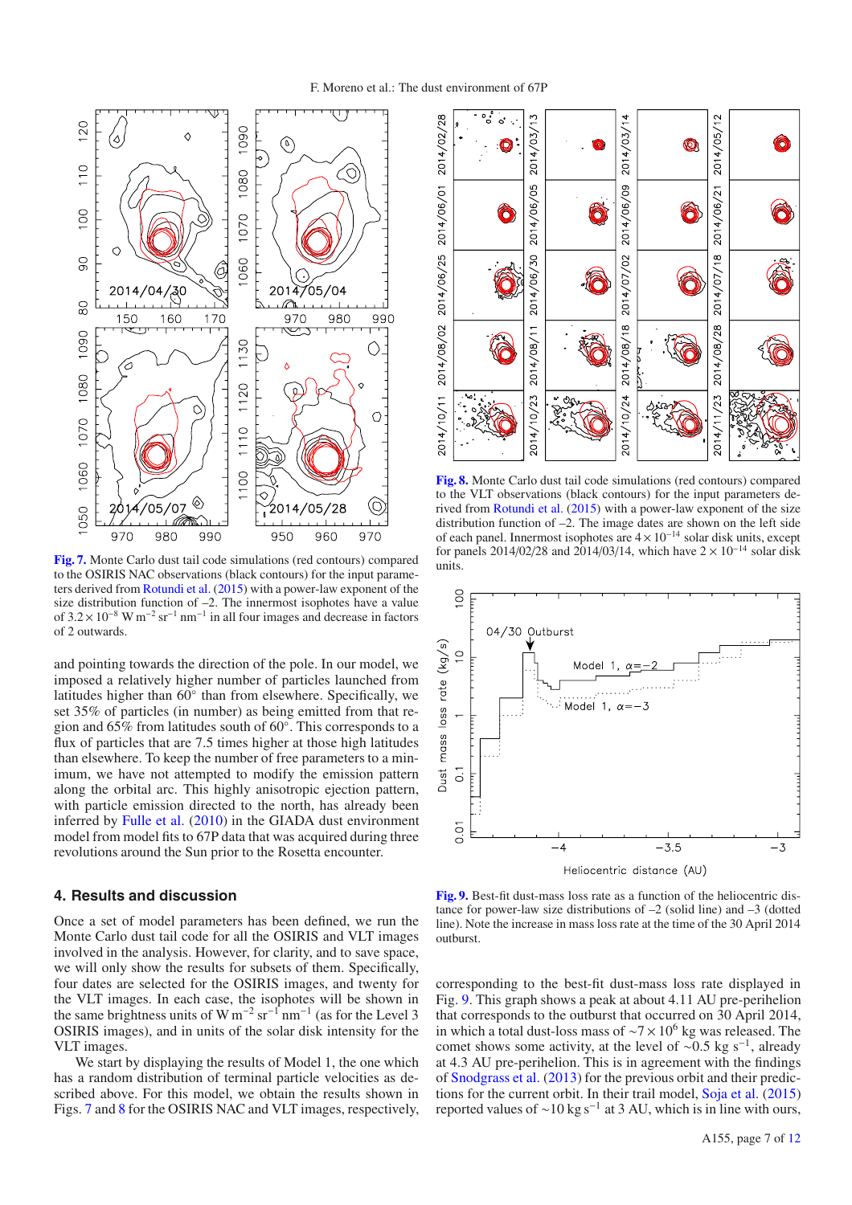**Fig. 7.** Monte Carlo dust tail code simulations (red contours) compared to the OSIRIS NAC observations (black contours) for the input parameters derived from Rotundi et al. (2015) with a power-law exponent of the size distribution function of –2. The innermost isophotes have a value of $3.2 \times 10^{-8}$ W m$^{-2}$ sr$^{-1}$ nm$^{-1}$ in all four images and decrease in factors of 2 outwards.

and pointing towards the direction of the pole. In our model, we imposed a relatively higher number of particles launched from latitudes higher than 60° than from elsewhere. Specifically, we set 35% of particles (in number) as being emitted from that region and 65% from latitudes south of 60°. This corresponds to a flux of particles that are 7.5 times higher at those high latitudes than elsewhere. To keep the number of free parameters to a minimum, we have not attempted to modify the emission pattern along the orbital arc. This highly anisotropic ejection pattern, with particle emission directed to the north, has already been inferred by Fulle et al. (2010) in the GIADA dust environment model from model fits to 67P data that was acquired during three revolutions around the Sun prior to the Rosetta encounter.

## 4. Results and discussion

Once a set of model parameters has been defined, we run the Monte Carlo dust tail code for all the OSIRIS and VLT images involved in the analysis. However, for clarity, and to save space, we will only show the results for subsets of them. Specifically, four dates are selected for the OSIRIS images, and twenty for the VLT images. In each case, the isophotes will be shown in the same brightness units of W m$^{-2}$ sr$^{-1}$ nm$^{-1}$ (as for the Level 3 OSIRIS images), and in units of the solar disk intensity for the VLT images.

We start by displaying the results of Model 1, the one which has a random distribution of terminal particle velocities as described above. For this model, we obtain the results shown in Figs. 7 and 8 for the OSIRIS NAC and VLT images, respectively, corresponding to the best-fit dust-mass loss rate displayed in Fig. 9. This graph shows a peak at about 4.11 AU pre-perihelion that corresponds to the outburst that occurred on 30 April 2014, in which a total dust-loss mass of $\sim 7 \times 10^6$ kg was released. The comet shows some activity, at the level of $\sim$0.5 kg s$^{-1}$, already at 4.3 AU pre-perihelion. This is in agreement with the findings of Snodgrass et al. (2013) for the previous orbit and their predictions for the current orbit. In their trail model, Soja et al. (2015) reported values of $\sim$10 kg s$^{-1}$ at 3 AU, which is in line with ours,

**Fig. 8.** Monte Carlo dust tail code simulations (red contours) compared to the VLT observations (black contours) for the input parameters derived from Rotundi et al. (2015) with a power-law exponent of the size distribution function of –2. The image dates are shown on the left side of each panel. Innermost isophotes are $4 \times 10^{-14}$ solar disk units, except for panels 2014/02/28 and 2014/03/14, which have $2 \times 10^{-14}$ solar disk units.

**Fig. 9.** Best-fit dust-mass loss rate as a function of the heliocentric distance for power-law size distributions of –2 (solid line) and –3 (dotted line). Note the increase in mass loss rate at the time of the 30 April 2014 outburst.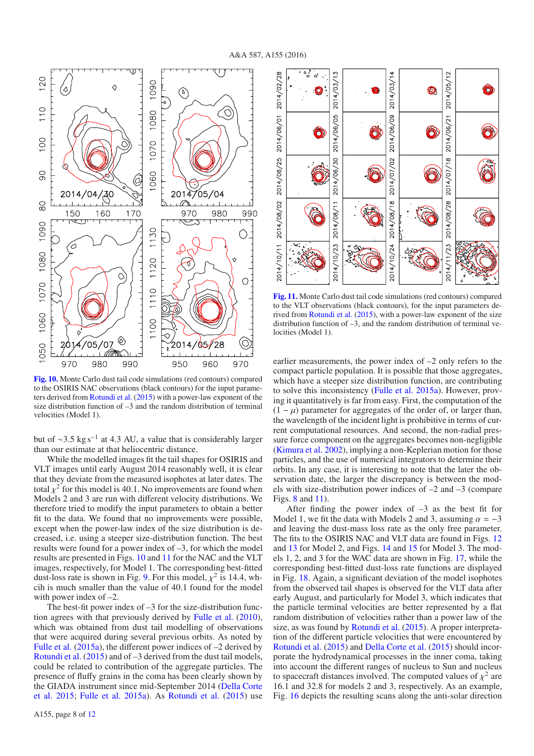**Fig. 10.** Monte Carlo dust tail code simulations (red contours) compared to the OSIRIS NAC observations (black contours) for the input parameters derived from Rotundi et al. (2015) with a power-law exponent of the size distribution function of –3 and the random distribution of terminal velocities (Model 1).

**Fig. 11.** Monte Carlo dust tail code simulations (red contours) compared to the VLT observations (black contours), for the input parameters derived from Rotundi et al. (2015), with a power-law exponent of the size distribution function of –3, and the random distribution of terminal velocities (Model 1).

but of ∼3.5 kg s$^{-1}$ at 4.3 AU, a value that is considerably larger than our estimate at that heliocentric distance.

While the modelled images fit the tail shapes for OSIRIS and VLT images until early August 2014 reasonably well, it is clear that they deviate from the measured isophotes at later dates. The total $\chi^2$ for this model is 40.1. No improvements are found when Models 2 and 3 are run with different velocity distributions. We therefore tried to modify the input parameters to obtain a better fit to the data. We found that no improvements were possible, except when the power-law index of the size distribution is decreased, i.e. using a steeper size-distribution function. The best results were found for a power index of –3, for which the model results are presented in Figs. 10 and 11 for the NAC and the VLT images, respectively, for Model 1. The corresponding best-fitted dust-loss rate is shown in Fig. 9. For this model, $\chi^2$ is 14.4, whcih is much smaller than the value of 40.1 found for the model with power index of –2.

The best-fit power index of –3 for the size-distribution function agrees with that previously derived by Fulle et al. (2010), which was obtained from dust tail modelling of observations that were acquired during several previous orbits. As noted by Fulle et al. (2015a), the different power indices of –2 derived by Rotundi et al. (2015) and of –3 derived from the dust tail models, could be related to contribution of the aggregate particles. The presence of fluffy grains in the coma has been clearly shown by the GIADA instrument since mid-September 2014 (Della Corte et al. 2015; Fulle et al. 2015a). As Rotundi et al. (2015) use earlier measurements, the power index of –2 only refers to the compact particle population. It is possible that those aggregates, which have a steeper size distribution function, are contributing to solve this inconsistency (Fulle et al. 2015a). However, proving it quantitatively is far from easy. First, the computation of the $(1 - \mu)$ parameter for aggregates of the order of, or larger than, the wavelength of the incident light is prohibitive in terms of current computational resources. And second, the non-radial pressure force component on the aggregates becomes non-negligible (Kimura et al. 2002), implying a non-Keplerian motion for those particles, and the use of numerical integrators to determine their orbits. In any case, it is interesting to note that the later the observation date, the larger the discrepancy is between the models with size-distribution power indices of –2 and –3 (compare Figs. 8 and 11).

After finding the power index of –3 as the best fit for Model 1, we fit the data with Models 2 and 3, assuming $\alpha = -3$ and leaving the dust-mass loss rate as the only free parameter. The fits to the OSIRIS NAC and VLT data are found in Figs. 12 and 13 for Model 2, and Figs. 14 and 15 for Model 3. The models 1, 2, and 3 for the WAC data are shown in Fig. 17, while the corresponding best-fitted dust-loss rate functions are displayed in Fig. 18. Again, a significant deviation of the model isophotes from the observed tail shapes is observed for the VLT data after early August, and particularly for Model 3, which indicates that the particle terminal velocities are better represented by a flat random distribution of velocities rather than a power law of the size, as was found by Rotundi et al. (2015). A proper interpretation of the different particle velocities that were encountered by Rotundi et al. (2015) and Della Corte et al. (2015) should incorporate the hydrodynamical processes in the inner coma, taking into account the different ranges of nucleus to Sun and nucleus to spacecraft distances involved. The computed values of $\chi^2$ are 16.1 and 32.8 for models 2 and 3, respectively. As an example, Fig. 16 depicts the resulting scans along the anti-solar direction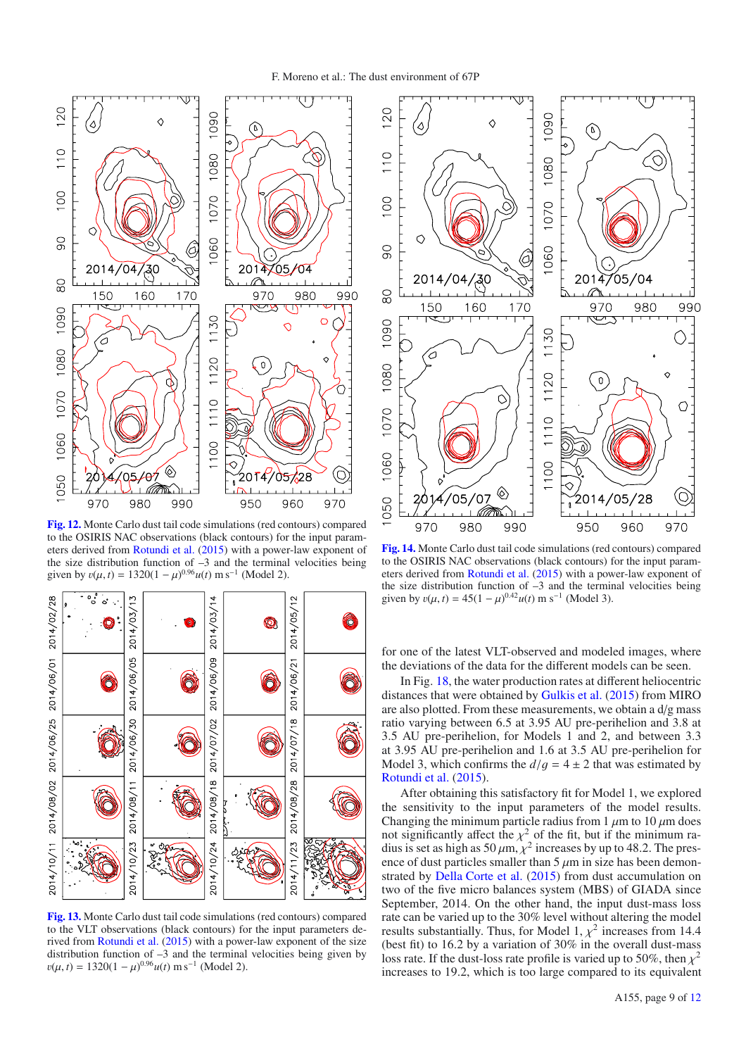**Fig. 12.** Monte Carlo dust tail code simulations (red contours) compared to the OSIRIS NAC observations (black contours) for the input parameters derived from Rotundi et al. (2015) with a power-law exponent of the size distribution function of –3 and the terminal velocities being given by $v(\mu, t) = 1320(1-\mu)^{0.96}u(t)$ m s$^{-1}$ (Model 2).

**Fig. 13.** Monte Carlo dust tail code simulations (red contours) compared to the VLT observations (black contours) for the input parameters derived from Rotundi et al. (2015) with a power-law exponent of the size distribution function of –3 and the terminal velocities being given by $v(\mu, t) = 1320(1-\mu)^{0.96}u(t)$ m s$^{-1}$ (Model 2).

**Fig. 14.** Monte Carlo dust tail code simulations (red contours) compared to the OSIRIS NAC observations (black contours) for the input parameters derived from Rotundi et al. (2015) with a power-law exponent of the size distribution function of –3 and the terminal velocities being given by $v(\mu, t) = 45(1-\mu)^{0.42}u(t)$ m s$^{-1}$ (Model 3).

for one of the latest VLT-observed and modeled images, where the deviations of the data for the different models can be seen.

In Fig. 18, the water production rates at different heliocentric distances that were obtained by Gulkis et al. (2015) from MIRO are also plotted. From these measurements, we obtain a d/g mass ratio varying between 6.5 at 3.95 AU pre-perihelion and 3.8 at 3.5 AU pre-perihelion, for Models 1 and 2, and between 3.3 at 3.95 AU pre-perihelion and 1.6 at 3.5 AU pre-perihelion for Model 3, which confirms the $d/g = 4 \pm 2$ that was estimated by Rotundi et al. (2015).

After obtaining this satisfactory fit for Model 1, we explored the sensitivity to the input parameters of the model results. Changing the minimum particle radius from 1 $\mu$m to 10 $\mu$m does not significantly affect the $\chi^2$ of the fit, but if the minimum radius is set as high as 50 $\mu$m, $\chi^2$ increases by up to 48.2. The presence of dust particles smaller than 5 $\mu$m in size has been demonstrated by Della Corte et al. (2015) from dust accumulation on two of the five micro balances system (MBS) of GIADA since September, 2014. On the other hand, the input dust-mass loss rate can be varied up to the 30% level without altering the model results substantially. Thus, for Model 1, $\chi^2$ increases from 14.4 (best fit) to 16.2 by a variation of 30% in the overall dust-mass loss rate. If the dust-loss rate profile is varied up to 50%, then $\chi^2$ increases to 19.2, which is too large compared to its equivalent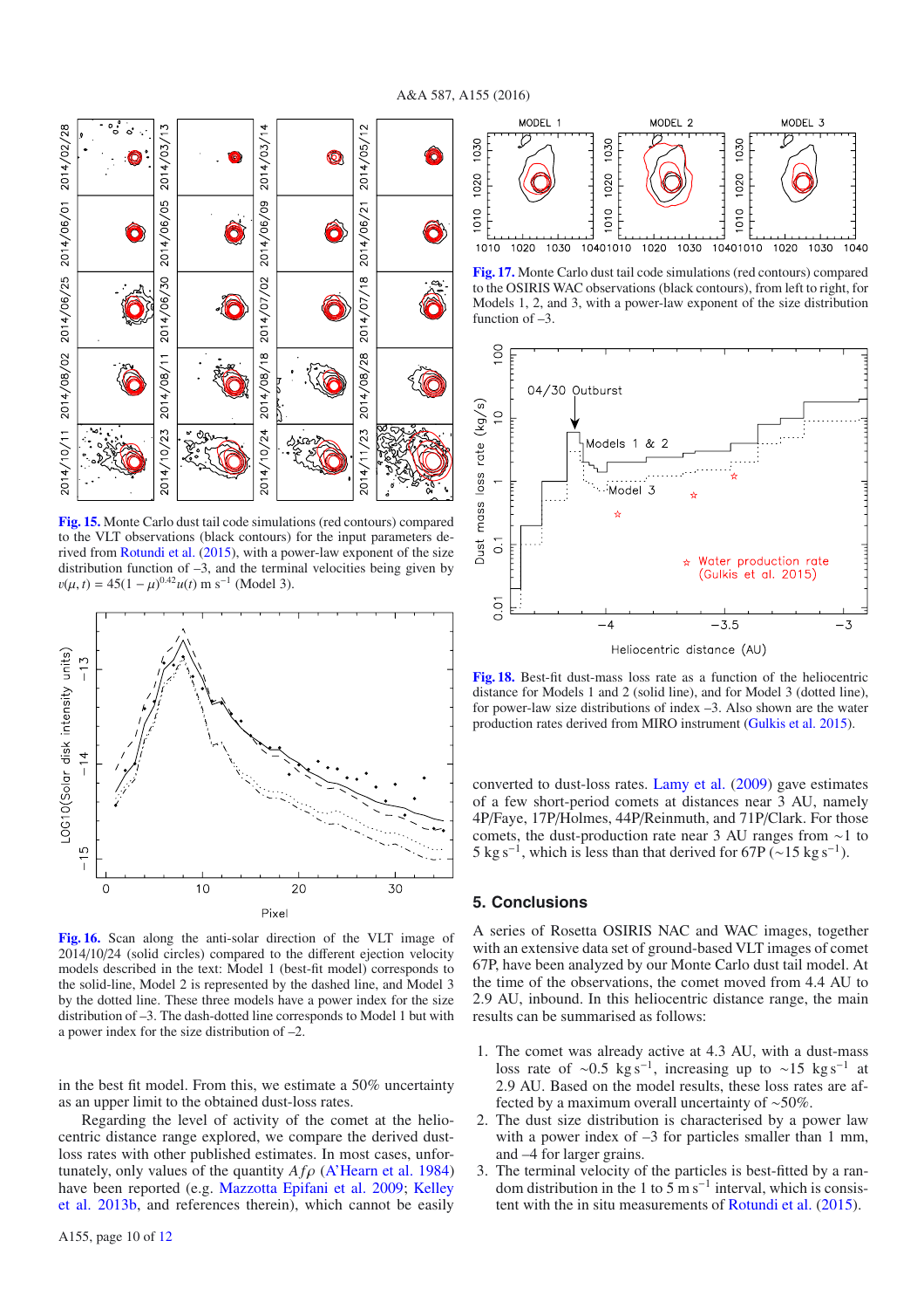**Fig. 15.** Monte Carlo dust tail code simulations (red contours) compared to the VLT observations (black contours) for the input parameters derived from Rotundi et al. (2015), with a power-law exponent of the size distribution function of –3, and the terminal velocities being given by $v(\mu, t) = 45(1-\mu)^{0.42}u(t)$ m s$^{-1}$ (Model 3).

**Fig. 16.** Scan along the anti-solar direction of the VLT image of 2014/10/24 (solid circles) compared to the different ejection velocity models described in the text: Model 1 (best-fit model) corresponds to the solid-line, Model 2 is represented by the dashed line, and Model 3 by the dotted line. These three models have a power index for the size distribution of –3. The dash-dotted line corresponds to Model 1 but with a power index for the size distribution of –2.

in the best fit model. From this, we estimate a 50% uncertainty as an upper limit to the obtained dust-loss rates.

Regarding the level of activity of the comet at the heliocentric distance range explored, we compare the derived dust-loss rates with other published estimates. In most cases, unfortunately, only values of the quantity $Af\rho$ (A'Hearn et al. 1984) have been reported (e.g. Mazzotta Epifani et al. 2009; Kelley et al. 2013b, and references therein), which cannot be easily converted to dust-loss rates. Lamy et al. (2009) gave estimates of a few short-period comets at distances near 3 AU, namely 4P/Faye, 17P/Holmes, 44P/Reinmuth, and 71P/Clark. For those comets, the dust-production rate near 3 AU ranges from ~1 to 5 kg s$^{-1}$, which is less than that derived for 67P (~15 kg s$^{-1}$).

**Fig. 17.** Monte Carlo dust tail code simulations (red contours) compared to the OSIRIS WAC observations (black contours), from left to right, for Models 1, 2, and 3, with a power-law exponent of the size distribution function of –3.

**Fig. 18.** Best-fit dust-mass loss rate as a function of the heliocentric distance for Models 1 and 2 (solid line), and for Model 3 (dotted line), for power-law size distributions of index –3. Also shown are the water production rates derived from MIRO instrument (Gulkis et al. 2015).

## 5. Conclusions

A series of Rosetta OSIRIS NAC and WAC images, together with an extensive data set of ground-based VLT images of comet 67P, have been analyzed by our Monte Carlo dust tail model. At the time of the observations, the comet moved from 4.4 AU to 2.9 AU, inbound. In this heliocentric distance range, the main results can be summarised as follows:

1. The comet was already active at 4.3 AU, with a dust-mass loss rate of ~0.5 kg s$^{-1}$, increasing up to ~15 kg s$^{-1}$ at 2.9 AU. Based on the model results, these loss rates are affected by a maximum overall uncertainty of ~50%.
2. The dust size distribution is characterised by a power law with a power index of –3 for particles smaller than 1 mm, and –4 for larger grains.
3. The terminal velocity of the particles is best-fitted by a random distribution in the 1 to 5 m s$^{-1}$ interval, which is consistent with the in situ measurements of Rotundi et al. (2015).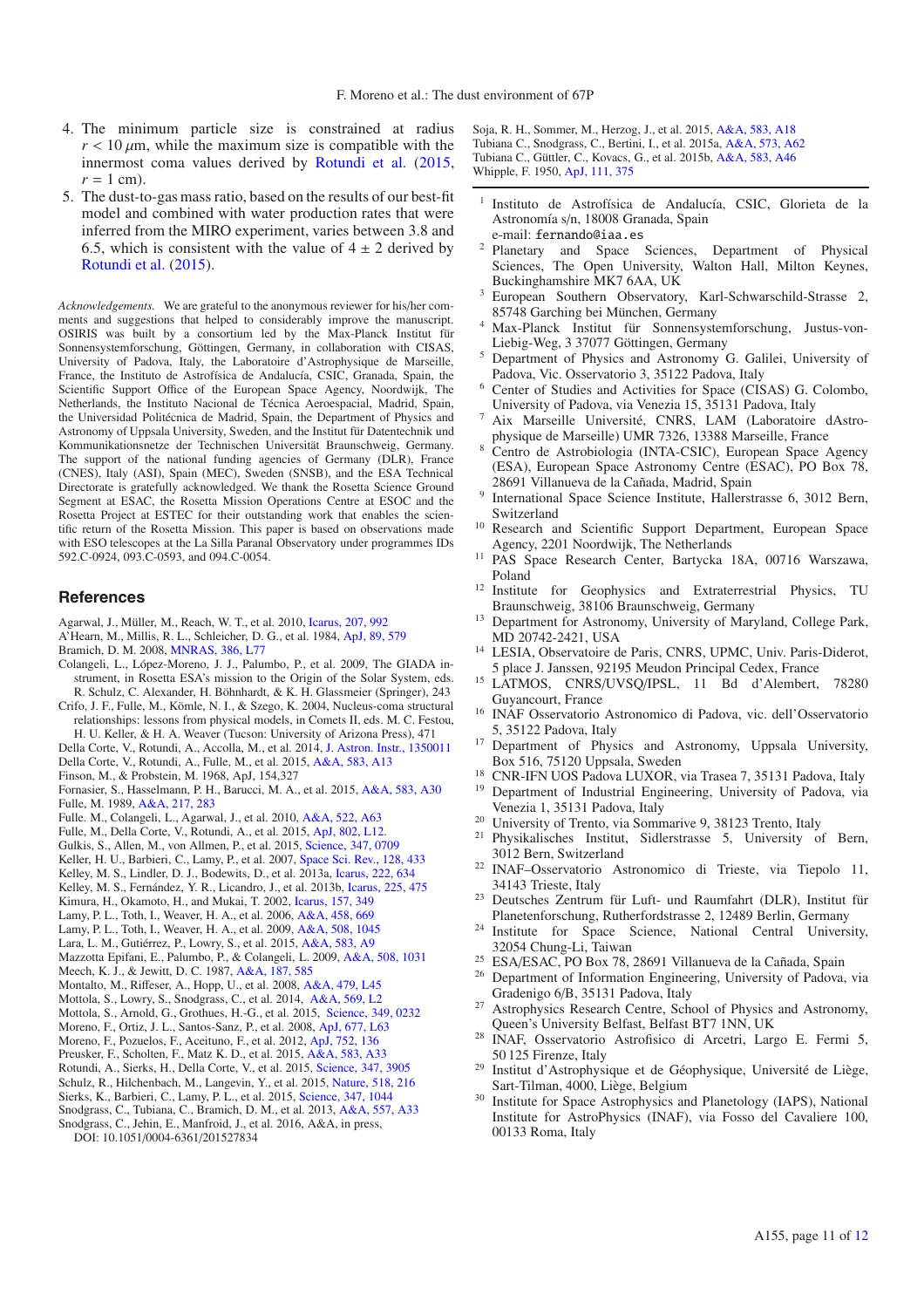4. The minimum particle size is constrained at radius $r < 10\,\mu$m, while the maximum size is compatible with the innermost coma values derived by Rotundi et al. (2015, $r = 1$ cm).
5. The dust-to-gas mass ratio, based on the results of our best-fit model and combined with water production rates that were inferred from the MIRO experiment, varies between 3.8 and 6.5, which is consistent with the value of $4 \pm 2$ derived by Rotundi et al. (2015).

*Acknowledgements.* We are grateful to the anonymous reviewer for his/her comments and suggestions that helped to considerably improve the manuscript. OSIRIS was built by a consortium led by the Max-Planck Institut für Sonnensystemforschung, Göttingen, Germany, in collaboration with CISAS, University of Padova, Italy, the Laboratoire d'Astrophysique de Marseille, France, the Instituto de Astrofísica de Andalucía, CSIC, Granada, Spain, the Scientific Support Office of the European Space Agency, Noordwijk, The Netherlands, the Instituto Nacional de Técnica Aeroespacial, Madrid, Spain, the Universidad Politécnica de Madrid, Spain, the Department of Physics and Astronomy of Uppsala University, Sweden, and the Institut für Datentechnik und Kommunikationsnetze der Technischen Universität Braunschweig, Germany. The support of the national funding agencies of Germany (DLR), France (CNES), Italy (ASI), Spain (MEC), Sweden (SNSB), and the ESA Technical Directorate is gratefully acknowledged. We thank the Rosetta Science Ground Segment at ESAC, the Rosetta Mission Operations Centre at ESOC and the Rosetta Project at ESTEC for their outstanding work that enables the scientific return of the Rosetta Mission. This paper is based on observations made with ESO telescopes at the La Silla Paranal Observatory under programmes IDs 592.C-0924, 093.C-0593, and 094.C-0054.

## References

Agarwal, J., Müller, M., Reach, W. T., et al. 2010, Icarus, 207, 992
A'Hearn, M., Millis, R. L., Schleicher, D. G., et al. 1984, ApJ, 89, 579
Bramich, D. M. 2008, MNRAS, 386, L77
Colangeli, L., López-Moreno, J. J., Palumbo, P., et al. 2009, The GIADA instrument, in Rosetta ESA's mission to the Origin of the Solar System, eds. R. Schulz, C. Alexander, H. Böhnhardt, & K. H. Glassmeier (Springer), 243
Crifo, J. F., Fulle, M., Kömle, N. I., & Szego, K. 2004, Nucleus-coma structural relationships: lessons from physical models, in Comets II, eds. M. C. Festou, H. U. Keller, & H. A. Weaver (Tucson: University of Arizona Press), 471
Della Corte, V., Rotundi, A., Accolla, M., et al. 2014, J. Astron. Instr., 1350011
Della Corte, V., Rotundi, A., Fulle, M., et al. 2015, A&A, 583, A13
Finson, M., & Probstein, M. 1968, ApJ, 154,327
Fornasier, S., Hasselmann, P. H., Barucci, M. A., et al. 2015, A&A, 583, A30
Fulle, M. 1989, A&A, 217, 283
Fulle. M., Colangeli, L., Agarwal, J., et al. 2010, A&A, 522, A63
Fulle, M., Della Corte, V., Rotundi, A., et al. 2015, ApJ, 802, L12.
Gulkis, S., Allen, M., von Allmen, P., et al. 2015, Science, 347, 0709
Keller, H. U., Barbieri, C., Lamy, P., et al. 2007, Space Sci. Rev., 128, 433
Kelley, M. S., Lindler, D. J., Bodewits, D., et al. 2013a, Icarus, 222, 634
Kelley, M. S., Fernández, Y. R., Licandro, J., et al. 2013b, Icarus, 225, 475
Kimura, H., Okamoto, H., and Mukai, T. 2002, Icarus, 157, 349
Lamy, P. L., Toth, I., Weaver, H. A., et al. 2006, A&A, 458, 669
Lamy, P. L., Toth, I., Weaver, H. A., et al. 2009, A&A, 508, 1045
Lara, L. M., Gutiérrez, P., Lowry, S., et al. 2015, A&A, 583, A9
Mazzotta Epifani, E., Palumbo, P., & Colangeli, L. 2009, A&A, 508, 1031
Meech, K. J., & Jewitt, D. C. 1987, A&A, 187, 585
Montalto, M., Riffeser, A., Hopp, U., et al. 2008, A&A, 479, L45
Mottola, S., Lowry, S., Snodgrass, C., et al. 2014, A&A, 569, L2
Mottola, S., Arnold, G., Grothues, H.-G., et al. 2015, Science, 349, 0232
Moreno, F., Ortiz, J. L., Santos-Sanz, P., et al. 2008, ApJ, 677, L63
Moreno, F., Pozuelos, F., Aceituno, F., et al. 2012, ApJ, 752, 136
Preusker, F., Scholten, F., Matz K. D., et al. 2015, A&A, 583, A33
Rotundi, A., Sierks, H., Della Corte, V., et al. 2015, Science, 347, 3905
Schulz, R., Hilchenbach, M., Langevin, Y., et al. 2015, Nature, 518, 216
Sierks, K., Barbieri, C., Lamy, P. L., et al. 2015, Science, 347, 1044
Snodgrass, C., Tubiana, C., Bramich, D. M., et al. 2013, A&A, 557, A33
Snodgrass, C., Jehin, E., Manfroid, J., et al. 2016, A&A, in press, DOI: 10.1051/0004-6361/201527834
Soja, R. H., Sommer, M., Herzog, J., et al. 2015, A&A, 583, A18
Tubiana C., Snodgrass, C., Bertini, I., et al. 2015a, A&A, 573, A62
Tubiana C., Güttler, C., Kovacs, G., et al. 2015b, A&A, 583, A46
Whipple, F. 1950, ApJ, 111, 375

---

[1] Instituto de Astrofísica de Andalucía, CSIC, Glorieta de la Astronomía s/n, 18008 Granada, Spain
e-mail: fernando@iaa.es
[2] Planetary and Space Sciences, Department of Physical Sciences, The Open University, Walton Hall, Milton Keynes, Buckinghamshire MK7 6AA, UK
[3] European Southern Observatory, Karl-Schwarzschild-Strasse 2, 85748 Garching bei München, Germany
[4] Max-Planck Institut für Sonnensystemforschung, Justus-von-Liebig-Weg, 3 37077 Göttingen, Germany
[5] Department of Physics and Astronomy G. Galilei, University of Padova, Vic. Osservatorio 3, 35122 Padova, Italy
[6] Center of Studies and Activities for Space (CISAS) G. Colombo, University of Padova, via Venezia 15, 35131 Padova, Italy
[7] Aix Marseille Université, CNRS, LAM (Laboratoire dAstrophysique de Marseille) UMR 7326, 13388 Marseille, France
[8] Centro de Astrobiologia (INTA-CSIC), European Space Agency (ESA), European Space Astronomy Centre (ESAC), PO Box 78, 28691 Villanueva de la Cañada, Madrid, Spain
[9] International Space Science Institute, Hallerstrasse 6, 3012 Bern, Switzerland
[10] Research and Scientific Support Department, European Space Agency, 2201 Noordwijk, The Netherlands
[11] PAS Space Research Center, Bartycka 18A, 00716 Warszawa, Poland
[12] Institute for Geophysics and Extraterrestrial Physics, TU Braunschweig, 38106 Braunschweig, Germany
[13] Department for Astronomy, University of Maryland, College Park, MD 20742-2421, USA
[14] LESIA, Observatoire de Paris, CNRS, UPMC, Univ. Paris-Diderot, 5 place J. Janssen, 92195 Meudon Principal Cedex, France
[15] LATMOS, CNRS/UVSQ/IPSL, 11 Bd d'Alembert, 78280 Guyancourt, France
[16] INAF Osservatorio Astronomico di Padova, vic. dell'Osservatorio 5, 35122 Padova, Italy
[17] Department of Physics and Astronomy, Uppsala University, Box 516, 75120 Uppsala, Sweden
[18] CNR-IFN UOS Padova LUXOR, via Trasea 7, 35131 Padova, Italy
[19] Department of Industrial Engineering, University of Padova, via Venezia 1, 35131 Padova, Italy
[20] University of Trento, via Sommarive 9, 38123 Trento, Italy
[21] Physikalisches Institut, Sidlerstrasse 5, University of Bern, 3012 Bern, Switzerland
[22] INAF–Osservatorio Astronomico di Trieste, via Tiepolo 11, 34143 Trieste, Italy
[23] Deutsches Zentrum für Luft- und Raumfahrt (DLR), Institut für Planetenforschung, Rutherfordstrasse 2, 12489 Berlin, Germany
[24] Institute for Space Science, National Central University, 32054 Chung-Li, Taiwan
[25] ESA/ESAC, PO Box 78, 28691 Villanueva de la Cañada, Spain
[26] Department of Information Engineering, University of Padova, via Gradenigo 6/B, 35131 Padova, Italy
[27] Astrophysics Research Centre, School of Physics and Astronomy, Queen's University Belfast, Belfast BT7 1NN, UK
[28] INAF, Osservatorio Astrofisico di Arcetri, Largo E. Fermi 5, 50 125 Firenze, Italy
[29] Institut d'Astrophysique et de Géophysique, Université de Liège, Sart-Tilman, 4000, Liège, Belgium
[30] Institute for Space Astrophysics and Planetology (IAPS), National Institute for AstroPhysics (INAF), via Fosso del Cavaliere 100, 00133 Roma, Italy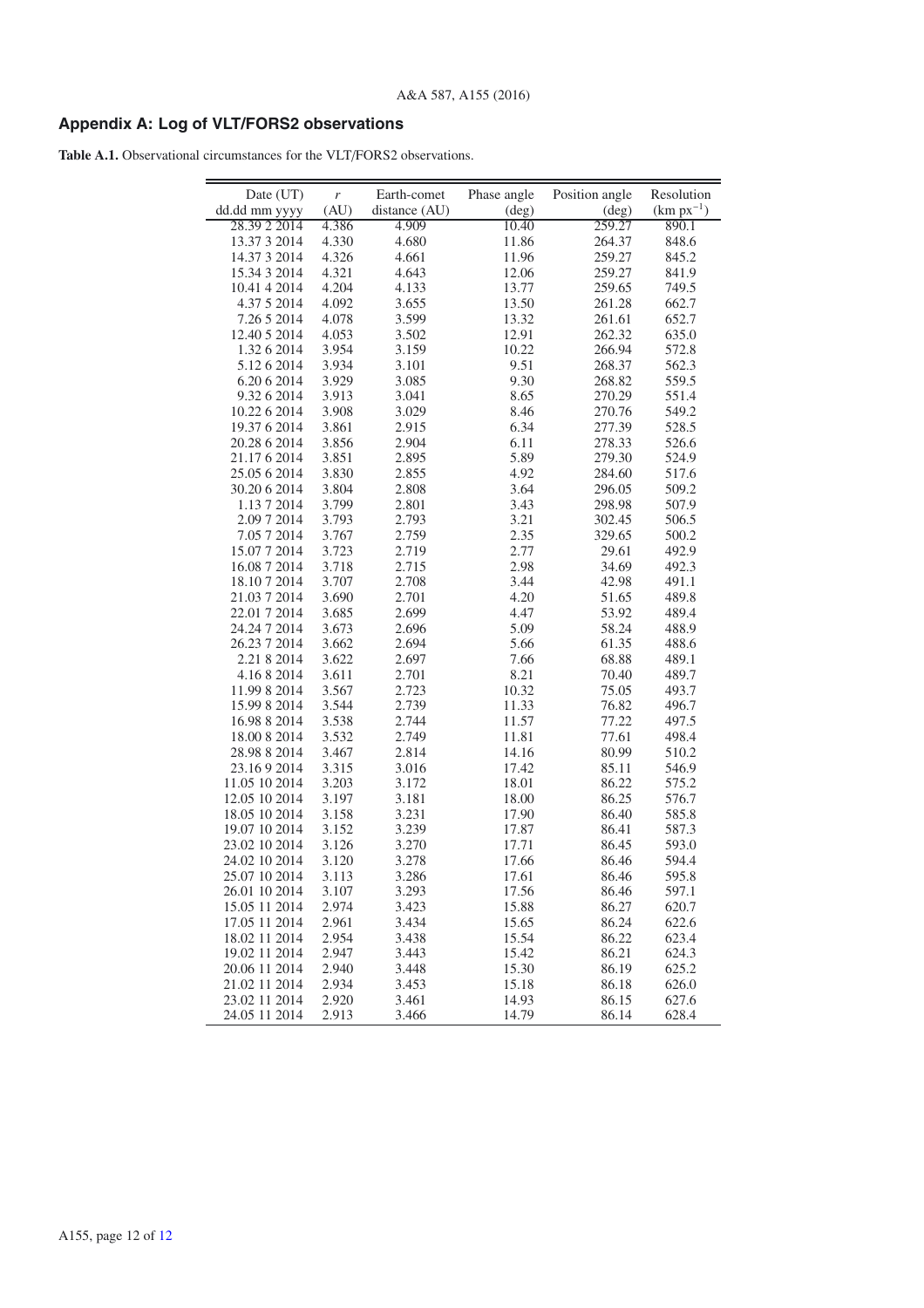## Appendix A: Log of VLT/FORS2 observations

**Table A.1.** Observational circumstances for the VLT/FORS2 observations.

| Date (UT) dd.dd mm yyyy | $r$ (AU) | Earth-comet distance (AU) | Phase angle (deg) | Position angle (deg) | Resolution (km px$^{-1}$) |
|---|---|---|---|---|---|
| 28.39 2 2014 | 4.386 | 4.909 | 10.40 | 259.27 | 890.1 |
| 13.37 3 2014 | 4.330 | 4.680 | 11.86 | 264.37 | 848.6 |
| 14.37 3 2014 | 4.326 | 4.661 | 11.96 | 259.27 | 845.2 |
| 15.34 3 2014 | 4.321 | 4.643 | 12.06 | 259.27 | 841.9 |
| 10.41 4 2014 | 4.204 | 4.133 | 13.77 | 259.65 | 749.5 |
| 4.37 5 2014 | 4.092 | 3.655 | 13.50 | 261.28 | 662.7 |
| 7.26 5 2014 | 4.078 | 3.599 | 13.32 | 261.61 | 652.7 |
| 12.40 5 2014 | 4.053 | 3.502 | 12.91 | 262.32 | 635.0 |
| 1.32 6 2014 | 3.954 | 3.159 | 10.22 | 266.94 | 572.8 |
| 5.12 6 2014 | 3.934 | 3.101 | 9.51 | 268.37 | 562.3 |
| 6.20 6 2014 | 3.929 | 3.085 | 9.30 | 268.82 | 559.5 |
| 9.32 6 2014 | 3.913 | 3.041 | 8.65 | 270.29 | 551.4 |
| 10.22 6 2014 | 3.908 | 3.029 | 8.46 | 270.76 | 549.2 |
| 19.37 6 2014 | 3.861 | 2.915 | 6.34 | 277.39 | 528.5 |
| 20.28 6 2014 | 3.856 | 2.904 | 6.11 | 278.33 | 526.6 |
| 21.17 6 2014 | 3.851 | 2.895 | 5.89 | 279.30 | 524.9 |
| 25.05 6 2014 | 3.830 | 2.855 | 4.92 | 284.60 | 517.6 |
| 30.20 6 2014 | 3.804 | 2.808 | 3.64 | 296.05 | 509.2 |
| 1.13 7 2014 | 3.799 | 2.801 | 3.43 | 298.98 | 507.9 |
| 2.09 7 2014 | 3.793 | 2.793 | 3.21 | 302.45 | 506.5 |
| 7.05 7 2014 | 3.767 | 2.759 | 2.35 | 329.65 | 500.2 |
| 15.07 7 2014 | 3.723 | 2.719 | 2.77 | 29.61 | 492.9 |
| 16.08 7 2014 | 3.718 | 2.715 | 2.98 | 34.69 | 492.3 |
| 18.10 7 2014 | 3.707 | 2.708 | 3.44 | 42.98 | 491.1 |
| 21.03 7 2014 | 3.690 | 2.701 | 4.20 | 51.65 | 489.8 |
| 22.01 7 2014 | 3.685 | 2.699 | 4.47 | 53.92 | 489.4 |
| 24.24 7 2014 | 3.673 | 2.696 | 5.09 | 58.24 | 488.9 |
| 26.23 7 2014 | 3.662 | 2.694 | 5.66 | 61.35 | 488.6 |
| 2.21 8 2014 | 3.622 | 2.697 | 7.66 | 68.88 | 489.1 |
| 4.16 8 2014 | 3.611 | 2.701 | 8.21 | 70.40 | 489.7 |
| 11.99 8 2014 | 3.567 | 2.723 | 10.32 | 75.05 | 493.7 |
| 15.99 8 2014 | 3.544 | 2.739 | 11.33 | 76.82 | 496.7 |
| 16.98 8 2014 | 3.538 | 2.744 | 11.57 | 77.22 | 497.5 |
| 18.00 8 2014 | 3.532 | 2.749 | 11.81 | 77.61 | 498.4 |
| 28.98 8 2014 | 3.467 | 2.814 | 14.16 | 80.99 | 510.2 |
| 23.16 9 2014 | 3.315 | 3.016 | 17.42 | 85.11 | 546.9 |
| 11.05 10 2014 | 3.203 | 3.172 | 18.01 | 86.22 | 575.2 |
| 12.05 10 2014 | 3.197 | 3.181 | 18.00 | 86.25 | 576.7 |
| 18.05 10 2014 | 3.158 | 3.231 | 17.90 | 86.40 | 585.8 |
| 19.07 10 2014 | 3.152 | 3.239 | 17.87 | 86.41 | 587.3 |
| 23.02 10 2014 | 3.126 | 3.270 | 17.71 | 86.45 | 593.0 |
| 24.02 10 2014 | 3.120 | 3.278 | 17.66 | 86.46 | 594.4 |
| 25.07 10 2014 | 3.113 | 3.286 | 17.61 | 86.46 | 595.8 |
| 26.01 10 2014 | 3.107 | 3.293 | 17.56 | 86.46 | 597.1 |
| 15.05 11 2014 | 2.974 | 3.423 | 15.88 | 86.27 | 620.7 |
| 17.05 11 2014 | 2.961 | 3.434 | 15.65 | 86.24 | 622.6 |
| 18.02 11 2014 | 2.954 | 3.438 | 15.54 | 86.22 | 623.4 |
| 19.02 11 2014 | 2.947 | 3.443 | 15.42 | 86.21 | 624.3 |
| 20.06 11 2014 | 2.940 | 3.448 | 15.30 | 86.19 | 625.2 |
| 21.02 11 2014 | 2.934 | 3.453 | 15.18 | 86.18 | 626.0 |
| 23.02 11 2014 | 2.920 | 3.461 | 14.93 | 86.15 | 627.6 |
| 24.05 11 2014 | 2.913 | 3.466 | 14.79 | 86.14 | 628.4 |